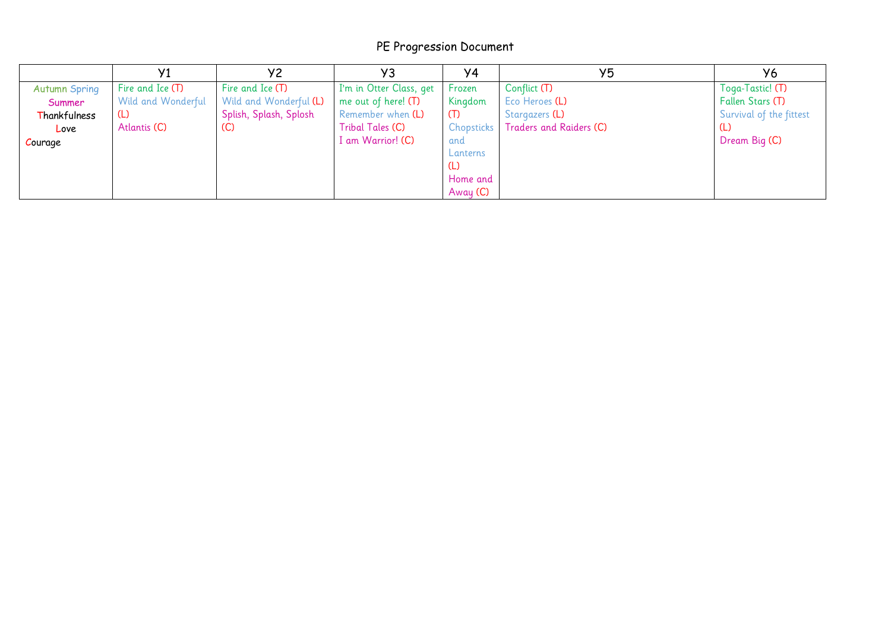# PE Progression Document

| | Y1 | Y2 | Y3 | Y4 | Y5 | Y6 |
|---|---|---|---|---|---|---|
| Autumn Spring Summer Thankfulness Love Courage | Fire and Ice (T)<br>Wild and Wonderful (L)<br>Atlantis (C) | Fire and Ice (T)<br>Wild and Wonderful (L)<br>Splish, Splash, Splosh (C) | I'm in Otter Class, get me out of here! (T)<br>Remember when (L)<br>Tribal Tales (C)<br>I am Warrior! (C) | Frozen Kingdom (T)<br>Chopsticks and Lanterns (L)<br>Home and Away (C) | Conflict (T)<br>Eco Heroes (L)<br>Stargazers (L)<br>Traders and Raiders (C) | Toga-Tastic! (T)<br>Fallen Stars (T)<br>Survival of the fittest (L)<br>Dream Big (C) |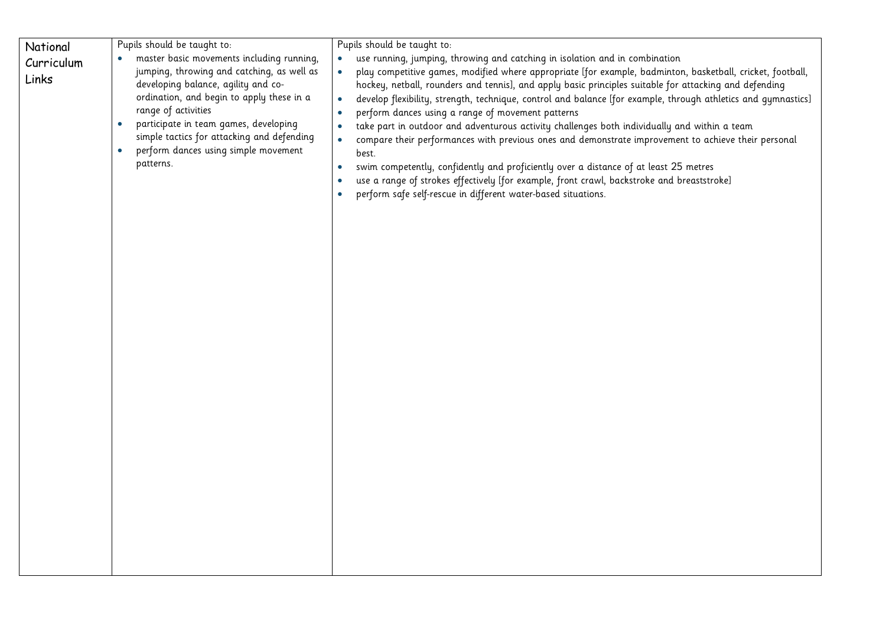| National Curriculum Links | Pupils should be taught to:<br>• master basic movements including running, jumping, throwing and catching, as well as developing balance, agility and co-ordination, and begin to apply these in a range of activities<br>• participate in team games, developing simple tactics for attacking and defending<br>• perform dances using simple movement patterns. | Pupils should be taught to:<br>• use running, jumping, throwing and catching in isolation and in combination<br>• play competitive games, modified where appropriate [for example, badminton, basketball, cricket, football, hockey, netball, rounders and tennis], and apply basic principles suitable for attacking and defending<br>• develop flexibility, strength, technique, control and balance [for example, through athletics and gymnastics]<br>• perform dances using a range of movement patterns<br>• take part in outdoor and adventurous activity challenges both individually and within a team<br>• compare their performances with previous ones and demonstrate improvement to achieve their personal best.<br>• swim competently, confidently and proficiently over a distance of at least 25 metres<br>• use a range of strokes effectively [for example, front crawl, backstroke and breaststroke]<br>• perform safe self-rescue in different water-based situations. |
|---|---|---|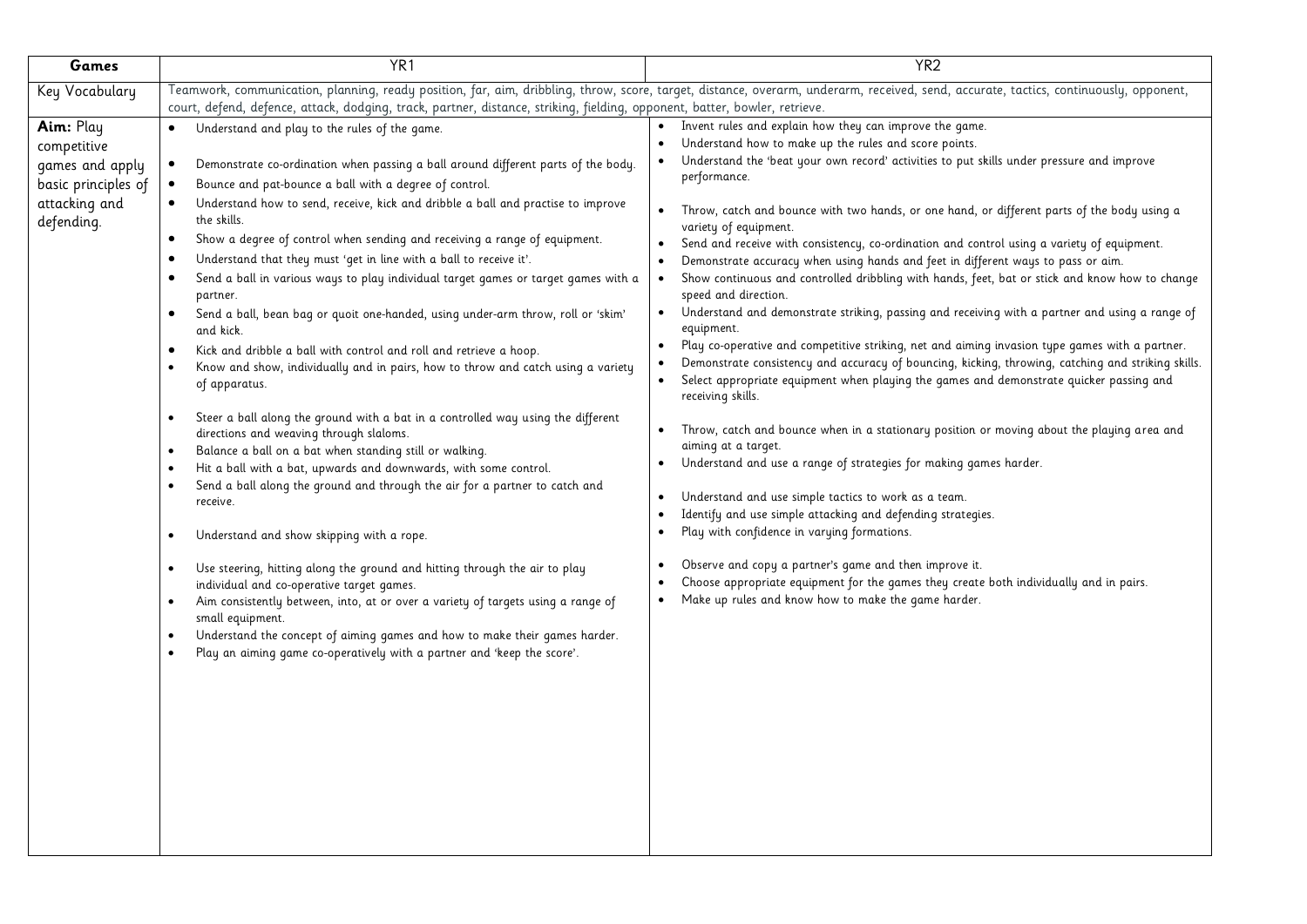| Games | YR1 | YR2 |
|---|---|---|
| Key Vocabulary | Teamwork, communication, planning, ready position, far, aim, dribbling, throw, score, target, distance, overarm, underarm, received, send, accurate, tactics, continuously, opponent, court, defend, defence, attack, dodging, track, partner, distance, striking, fielding, opponent, batter, bowler, retrieve. | |
| **Aim:** Play competitive games and apply basic principles of attacking and defending. | • Understand and play to the rules of the game.<br><br>• Demonstrate co-ordination when passing a ball around different parts of the body.<br>• Bounce and pat-bounce a ball with a degree of control.<br>• Understand how to send, receive, kick and dribble a ball and practise to improve the skills.<br>• Show a degree of control when sending and receiving a range of equipment.<br>• Understand that they must 'get in line with a ball to receive it'.<br>• Send a ball in various ways to play individual target games or target games with a partner.<br>• Send a ball, bean bag or quoit one-handed, using under-arm throw, roll or 'skim' and kick.<br>• Kick and dribble a ball with control and roll and retrieve a hoop.<br>• Know and show, individually and in pairs, how to throw and catch using a variety of apparatus.<br><br>• Steer a ball along the ground with a bat in a controlled way using the different directions and weaving through slaloms.<br>• Balance a ball on a bat when standing still or walking.<br>• Hit a ball with a bat, upwards and downwards, with some control.<br>• Send a ball along the ground and through the air for a partner to catch and receive.<br><br>• Understand and show skipping with a rope.<br><br>• Use steering, hitting along the ground and hitting through the air to play individual and co-operative target games.<br>• Aim consistently between, into, at or over a variety of targets using a range of small equipment.<br>• Understand the concept of aiming games and how to make their games harder.<br>• Play an aiming game co-operatively with a partner and 'keep the score'. | • Invent rules and explain how they can improve the game.<br>• Understand how to make up the rules and score points.<br>• Understand the 'beat your own record' activities to put skills under pressure and improve performance.<br><br>• Throw, catch and bounce with two hands, or one hand, or different parts of the body using a variety of equipment.<br>• Send and receive with consistency, co-ordination and control using a variety of equipment.<br>• Demonstrate accuracy when using hands and feet in different ways to pass or aim.<br>• Show continuous and controlled dribbling with hands, feet, bat or stick and know how to change speed and direction.<br>• Understand and demonstrate striking, passing and receiving with a partner and using a range of equipment.<br>• Play co-operative and competitive striking, net and aiming invasion type games with a partner.<br>• Demonstrate consistency and accuracy of bouncing, kicking, throwing, catching and striking skills.<br>• Select appropriate equipment when playing the games and demonstrate quicker passing and receiving skills.<br><br>• Throw, catch and bounce when in a stationary position or moving about the playing area and aiming at a target.<br>• Understand and use a range of strategies for making games harder.<br><br>• Understand and use simple tactics to work as a team.<br>• Identify and use simple attacking and defending strategies.<br>• Play with confidence in varying formations.<br><br>• Observe and copy a partner's game and then improve it.<br>• Choose appropriate equipment for the games they create both individually and in pairs.<br>• Make up rules and know how to make the game harder. |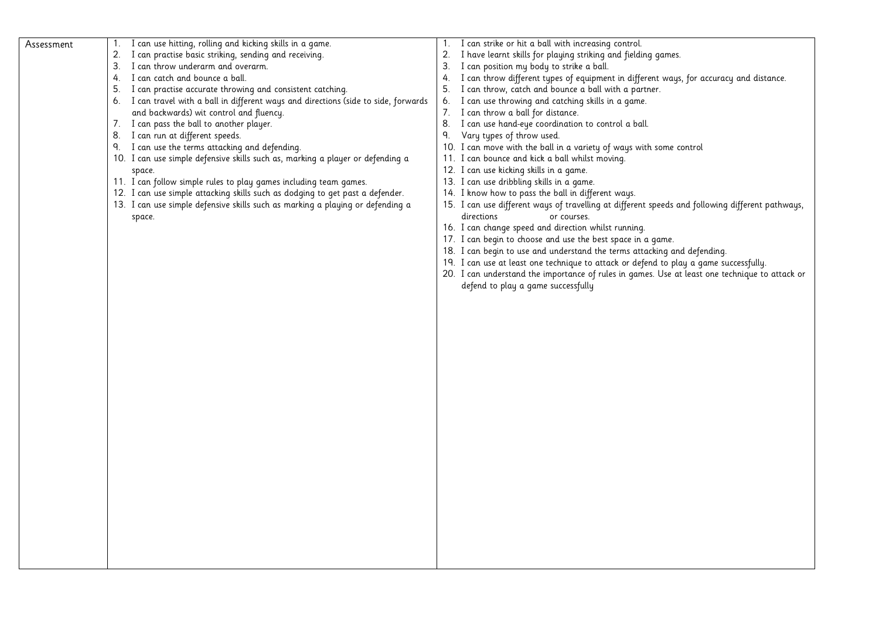| Assessment | 1. I can use hitting, rolling and kicking skills in a game.<br>2. I can practise basic striking, sending and receiving.<br>3. I can throw underarm and overarm.<br>4. I can catch and bounce a ball.<br>5. I can practise accurate throwing and consistent catching.<br>6. I can travel with a ball in different ways and directions (side to side, forwards and backwards) wit control and fluency.<br>7. I can pass the ball to another player.<br>8. I can run at different speeds.<br>9. I can use the terms attacking and defending.<br>10. I can use simple defensive skills such as, marking a player or defending a space.<br>11. I can follow simple rules to play games including team games.<br>12. I can use simple attacking skills such as dodging to get past a defender.<br>13. I can use simple defensive skills such as marking a playing or defending a space. | 1. I can strike or hit a ball with increasing control.<br>2. I have learnt skills for playing striking and fielding games.<br>3. I can position my body to strike a ball.<br>4. I can throw different types of equipment in different ways, for accuracy and distance.<br>5. I can throw, catch and bounce a ball with a partner.<br>6. I can use throwing and catching skills in a game.<br>7. I can throw a ball for distance.<br>8. I can use hand-eye coordination to control a ball.<br>9. Vary types of throw used.<br>10. I can move with the ball in a variety of ways with some control<br>11. I can bounce and kick a ball whilst moving.<br>12. I can use kicking skills in a game.<br>13. I can use dribbling skills in a game.<br>14. I know how to pass the ball in different ways.<br>15. I can use different ways of travelling at different speeds and following different pathways, directions or courses.<br>16. I can change speed and direction whilst running.<br>17. I can begin to choose and use the best space in a game.<br>18. I can begin to use and understand the terms attacking and defending.<br>19. I can use at least one technique to attack or defend to play a game successfully.<br>20. I can understand the importance of rules in games. Use at least one technique to attack or defend to play a game successfully |
|---|---|---|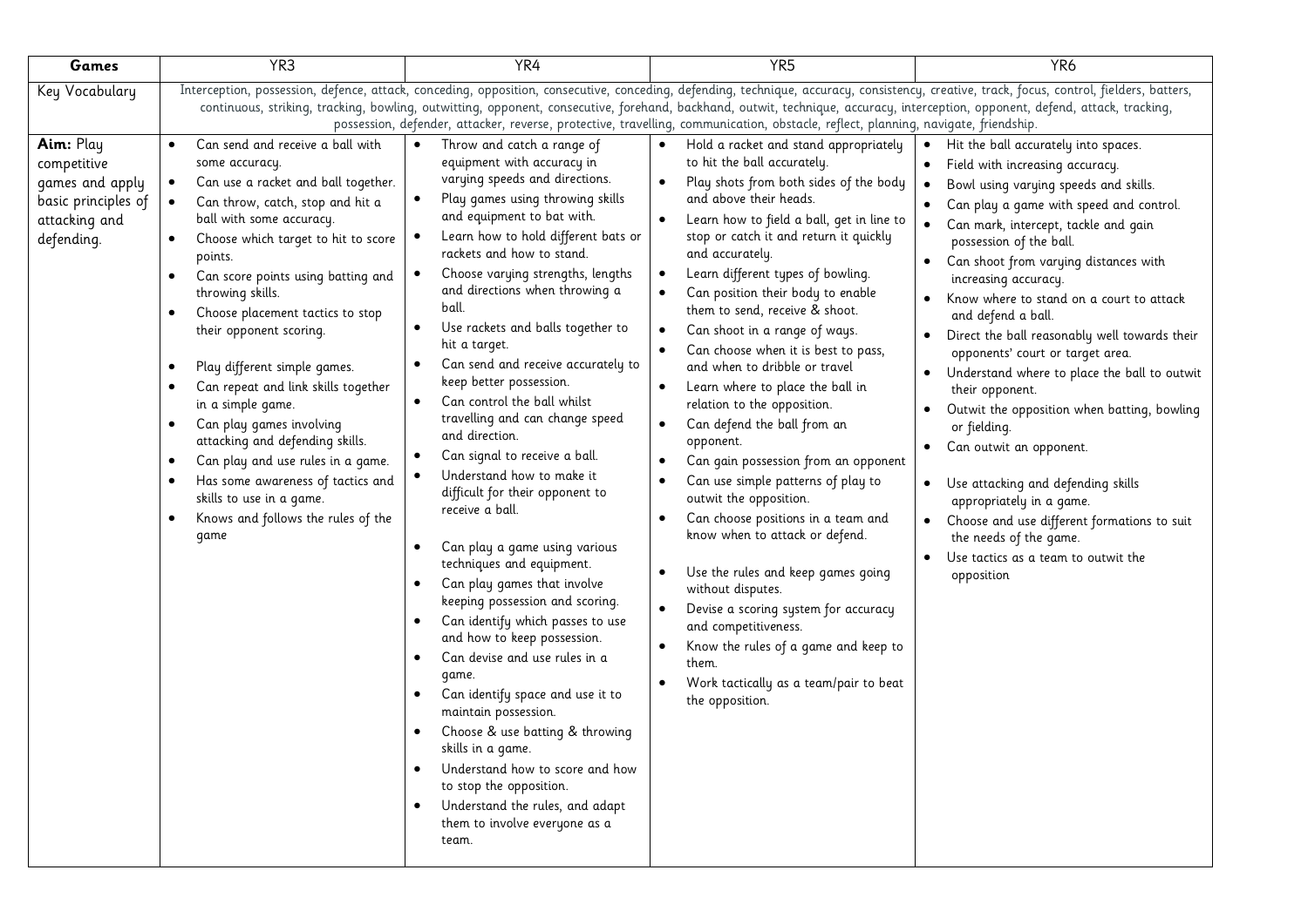| Games | YR3 | YR4 | YR5 | YR6 |
|---|---|---|---|---|
| Key Vocabulary | Interception, possession, defence, attack, conceding, opposition, consecutive, conceding, defending, technique, accuracy, consistency, creative, track, focus, control, fielders, batters, continuous, striking, tracking, bowling, outwitting, opponent, consecutive, forehand, backhand, outwit, technique, accuracy, interception, opponent, defend, attack, tracking, possession, defender, attacker, reverse, protective, travelling, communication, obstacle, reflect, planning, navigate, friendship. | | | |
| **Aim:** Play competitive games and apply basic principles of attacking and defending. | • Can send and receive a ball with some accuracy.<br>• Can use a racket and ball together.<br>• Can throw, catch, stop and hit a ball with some accuracy.<br>• Choose which target to hit to score points.<br>• Can score points using batting and throwing skills.<br>• Choose placement tactics to stop their opponent scoring.<br><br>• Play different simple games.<br>• Can repeat and link skills together in a simple game.<br>• Can play games involving attacking and defending skills.<br>• Can play and use rules in a game.<br>• Has some awareness of tactics and skills to use in a game.<br>• Knows and follows the rules of the game | • Throw and catch a range of equipment with accuracy in varying speeds and directions.<br>• Play games using throwing skills and equipment to bat with.<br>• Learn how to hold different bats or rackets and how to stand.<br>• Choose varying strengths, lengths and directions when throwing a ball.<br>• Use rackets and balls together to hit a target.<br>• Can send and receive accurately to keep better possession.<br>• Can control the ball whilst travelling and can change speed and direction.<br>• Can signal to receive a ball.<br>• Understand how to make it difficult for their opponent to receive a ball.<br><br>• Can play a game using various techniques and equipment.<br>• Can play games that involve keeping possession and scoring.<br>• Can identify which passes to use and how to keep possession.<br>• Can devise and use rules in a game.<br>• Can identify space and use it to maintain possession.<br>• Choose & use batting & throwing skills in a game.<br>• Understand how to score and how to stop the opposition.<br>• Understand the rules, and adapt them to involve everyone as a team. | • Hold a racket and stand appropriately to hit the ball accurately.<br>• Play shots from both sides of the body and above their heads.<br>• Learn how to field a ball, get in line to stop or catch it and return it quickly and accurately.<br>• Learn different types of bowling.<br>• Can position their body to enable them to send, receive & shoot.<br>• Can shoot in a range of ways.<br>• Can choose when it is best to pass, and when to dribble or travel<br>• Learn where to place the ball in relation to the opposition.<br>• Can defend the ball from an opponent.<br>• Can gain possession from an opponent<br>• Can use simple patterns of play to outwit the opposition.<br>• Can choose positions in a team and know when to attack or defend.<br><br>• Use the rules and keep games going without disputes.<br>• Devise a scoring system for accuracy and competitiveness.<br>• Know the rules of a game and keep to them.<br>• Work tactically as a team/pair to beat the opposition. | • Hit the ball accurately into spaces.<br>• Field with increasing accuracy.<br>• Bowl using varying speeds and skills.<br>• Can play a game with speed and control.<br>• Can mark, intercept, tackle and gain possession of the ball.<br>• Can shoot from varying distances with increasing accuracy.<br>• Know where to stand on a court to attack and defend a ball.<br>• Direct the ball reasonably well towards their opponents' court or target area.<br>• Understand where to place the ball to outwit their opponent.<br>• Outwit the opposition when batting, bowling or fielding.<br>• Can outwit an opponent.<br><br>• Use attacking and defending skills appropriately in a game.<br>• Choose and use different formations to suit the needs of the game.<br>• Use tactics as a team to outwit the opposition |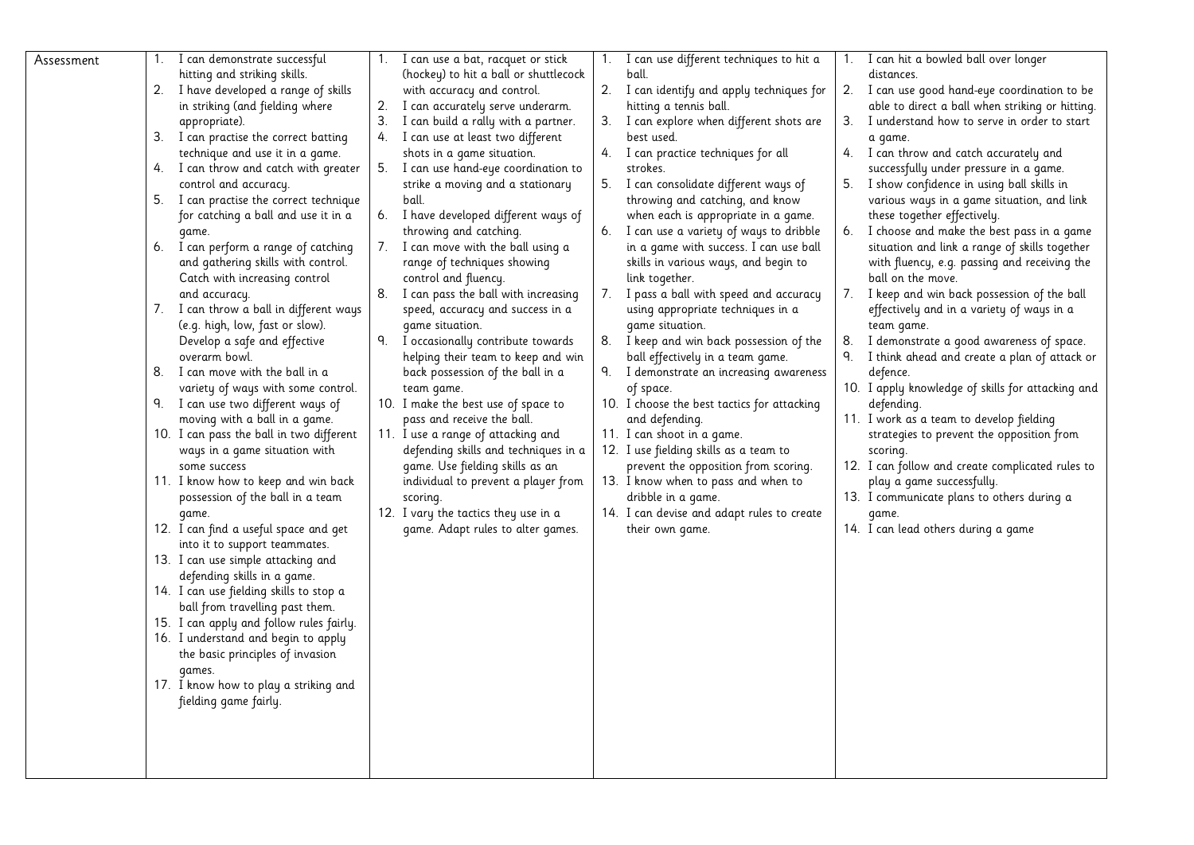| Assessment | 1. I can demonstrate successful hitting and striking skills.<br>2. I have developed a range of skills in striking (and fielding where appropriate).<br>3. I can practise the correct batting technique and use it in a game.<br>4. I can throw and catch with greater control and accuracy.<br>5. I can practise the correct technique for catching a ball and use it in a game.<br>6. I can perform a range of catching and gathering skills with control. Catch with increasing control and accuracy.<br>7. I can throw a ball in different ways (e.g. high, low, fast or slow). Develop a safe and effective overarm bowl.<br>8. I can move with the ball in a variety of ways with some control.<br>9. I can use two different ways of moving with a ball in a game.<br>10. I can pass the ball in two different ways in a game situation with some success<br>11. I know how to keep and win back possession of the ball in a team game.<br>12. I can find a useful space and get into it to support teammates.<br>13. I can use simple attacking and defending skills in a game.<br>14. I can use fielding skills to stop a ball from travelling past them.<br>15. I can apply and follow rules fairly.<br>16. I understand and begin to apply the basic principles of invasion games.<br>17. I know how to play a striking and fielding game fairly. | 1. I can use a bat, racquet or stick (hockey) to hit a ball or shuttlecock with accuracy and control.<br>2. I can accurately serve underarm.<br>3. I can build a rally with a partner.<br>4. I can use at least two different shots in a game situation.<br>5. I can use hand-eye coordination to strike a moving and a stationary ball.<br>6. I have developed different ways of throwing and catching.<br>7. I can move with the ball using a range of techniques showing control and fluency.<br>8. I can pass the ball with increasing speed, accuracy and success in a game situation.<br>9. I occasionally contribute towards helping their team to keep and win back possession of the ball in a team game.<br>10. I make the best use of space to pass and receive the ball.<br>11. I use a range of attacking and defending skills and techniques in a game. Use fielding skills as an individual to prevent a player from scoring.<br>12. I vary the tactics they use in a game. Adapt rules to alter games. | 1. I can use different techniques to hit a ball.<br>2. I can identify and apply techniques for hitting a tennis ball.<br>3. I can explore when different shots are best used.<br>4. I can practice techniques for all strokes.<br>5. I can consolidate different ways of throwing and catching, and know when each is appropriate in a game.<br>6. I can use a variety of ways to dribble in a game with success. I can use ball skills in various ways, and begin to link together.<br>7. I pass a ball with speed and accuracy using appropriate techniques in a game situation.<br>8. I keep and win back possession of the ball effectively in a team game.<br>9. I demonstrate an increasing awareness of space.<br>10. I choose the best tactics for attacking and defending.<br>11. I can shoot in a game.<br>12. I use fielding skills as a team to prevent the opposition from scoring.<br>13. I know when to pass and when to dribble in a game.<br>14. I can devise and adapt rules to create their own game. | 1. I can hit a bowled ball over longer distances.<br>2. I can use good hand-eye coordination to be able to direct a ball when striking or hitting.<br>3. I understand how to serve in order to start a game.<br>4. I can throw and catch accurately and successfully under pressure in a game.<br>5. I show confidence in using ball skills in various ways in a game situation, and link these together effectively.<br>6. I choose and make the best pass in a game situation and link a range of skills together with fluency, e.g. passing and receiving the ball on the move.<br>7. I keep and win back possession of the ball effectively and in a variety of ways in a team game.<br>8. I demonstrate a good awareness of space.<br>9. I think ahead and create a plan of attack or defence.<br>10. I apply knowledge of skills for attacking and defending.<br>11. I work as a team to develop fielding strategies to prevent the opposition from scoring.<br>12. I can follow and create complicated rules to play a game successfully.<br>13. I communicate plans to others during a game.<br>14. I can lead others during a game |
|---|---|---|---|---|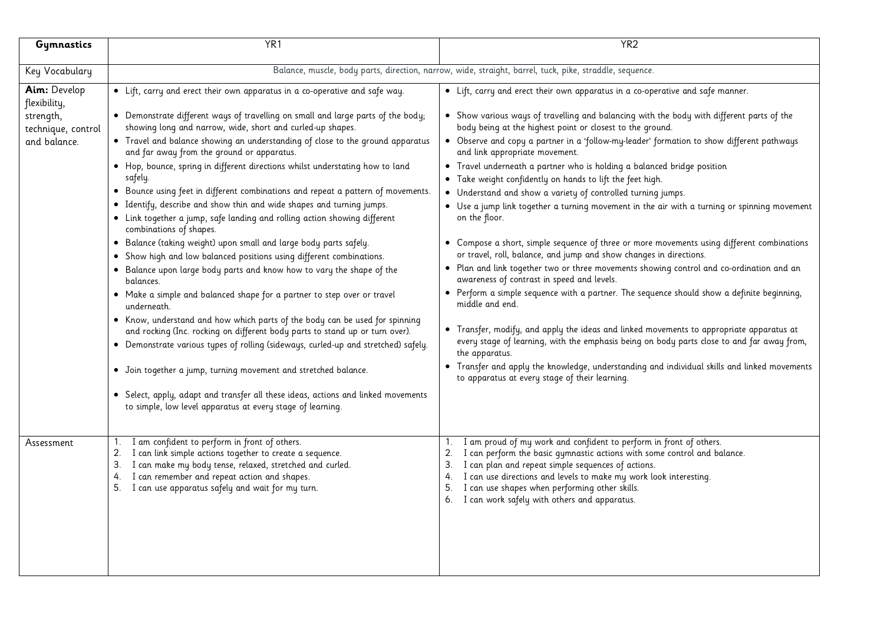| **Gymnastics** | YR1 | YR2 |
|---|---|---|
| Key Vocabulary | Balance, muscle, body parts, direction, narrow, wide, straight, barrel, tuck, pike, straddle, sequence. | |
| **Aim:** Develop flexibility, strength, technique, control and balance. | • Lift, carry and erect their own apparatus in a co-operative and safe way.<br>• Demonstrate different ways of travelling on small and large parts of the body; showing long and narrow, wide, short and curled-up shapes.<br>• Travel and balance showing an understanding of close to the ground apparatus and far away from the ground or apparatus.<br>• Hop, bounce, spring in different directions whilst understating how to land safely.<br>• Bounce using feet in different combinations and repeat a pattern of movements.<br>• Identify, describe and show thin and wide shapes and turning jumps.<br>• Link together a jump, safe landing and rolling action showing different combinations of shapes.<br>• Balance (taking weight) upon small and large body parts safely.<br>• Show high and low balanced positions using different combinations.<br>• Balance upon large body parts and know how to vary the shape of the balances.<br>• Make a simple and balanced shape for a partner to step over or travel underneath.<br>• Know, understand and how which parts of the body can be used for spinning and rocking (Inc. rocking on different body parts to stand up or turn over).<br>• Demonstrate various types of rolling (sideways, curled-up and stretched) safely.<br>• Join together a jump, turning movement and stretched balance.<br>• Select, apply, adapt and transfer all these ideas, actions and linked movements to simple, low level apparatus at every stage of learning. | • Lift, carry and erect their own apparatus in a co-operative and safe manner.<br>• Show various ways of travelling and balancing with the body with different parts of the body being at the highest point or closest to the ground.<br>• Observe and copy a partner in a 'follow-my-leader' formation to show different pathways and link appropriate movement.<br>• Travel underneath a partner who is holding a balanced bridge position<br>• Take weight confidently on hands to lift the feet high.<br>• Understand and show a variety of controlled turning jumps.<br>• Use a jump link together a turning movement in the air with a turning or spinning movement on the floor.<br>• Compose a short, simple sequence of three or more movements using different combinations or travel, roll, balance, and jump and show changes in directions.<br>• Plan and link together two or three movements showing control and co-ordination and an awareness of contrast in speed and levels.<br>• Perform a simple sequence with a partner. The sequence should show a definite beginning, middle and end.<br>• Transfer, modify, and apply the ideas and linked movements to appropriate apparatus at every stage of learning, with the emphasis being on body parts close to and far away from, the apparatus.<br>• Transfer and apply the knowledge, understanding and individual skills and linked movements to apparatus at every stage of their learning. |
| Assessment | 1. I am confident to perform in front of others.<br>2. I can link simple actions together to create a sequence.<br>3. I can make my body tense, relaxed, stretched and curled.<br>4. I can remember and repeat action and shapes.<br>5. I can use apparatus safely and wait for my turn. | 1. I am proud of my work and confident to perform in front of others.<br>2. I can perform the basic gymnastic actions with some control and balance.<br>3. I can plan and repeat simple sequences of actions.<br>4. I can use directions and levels to make my work look interesting.<br>5. I can use shapes when performing other skills.<br>6. I can work safely with others and apparatus. |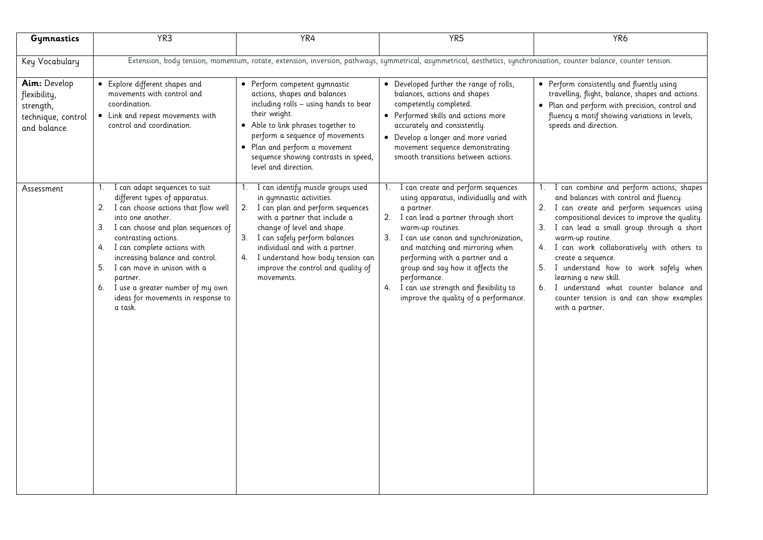| **Gymnastics** | YR3 | YR4 | YR5 | YR6 |
|---|---|---|---|---|
| Key Vocabulary | Extension, body tension, momentum, rotate, extension, inversion, pathways, symmetrical, asymmetrical, aesthetics, synchronisation, counter balance, counter tension. | | | |
| **Aim:** Develop flexibility, strength, technique, control and balance. | • Explore different shapes and movements with control and coordination.<br>• Link and repeat movements with control and coordination. | • Perform competent gymnastic actions, shapes and balances including rolls – using hands to bear their weight.<br>• Able to link phrases together to perform a sequence of movements.<br>• Plan and perform a movement sequence showing contrasts in speed, level and direction. | • Developed further the range of rolls, balances, actions and shapes competently completed.<br>• Performed skills and actions more accurately and consistently.<br>• Develop a longer and more varied movement sequence demonstrating smooth transitions between actions. | • Perform consistently and fluently using travelling, flight, balance, shapes and actions.<br>• Plan and perform with precision, control and fluency a motif showing variations in levels, speeds and direction. |
| Assessment | 1. I can adapt sequences to suit different types of apparatus.<br>2. I can choose actions that flow well into one another.<br>3. I can choose and plan sequences of contrasting actions.<br>4. I can complete actions with increasing balance and control.<br>5. I can move in unison with a partner.<br>6. I use a greater number of my own ideas for movements in response to a task. | 1. I can identify muscle groups used in gymnastic activities.<br>2. I can plan and perform sequences with a partner that include a change of level and shape.<br>3. I can safely perform balances individual and with a partner.<br>4. I understand how body tension can improve the control and quality of movements. | 1. I can create and perform sequences using apparatus, individually and with a partner.<br>2. I can lead a partner through short warm-up routines.<br>3. I can use canon and synchronization, and matching and mirroring when performing with a partner and a group and say how it affects the performance.<br>4. I can use strength and flexibility to improve the quality of a performance. | 1. I can combine and perform actions, shapes and balances with control and fluency.<br>2. I can create and perform sequences using compositional devices to improve the quality.<br>3. I can lead a small group through a short warm-up routine.<br>4. I can work collaboratively with others to create a sequence.<br>5. I understand how to work safely when learning a new skill.<br>6. I understand what counter balance and counter tension is and can show examples with a partner. |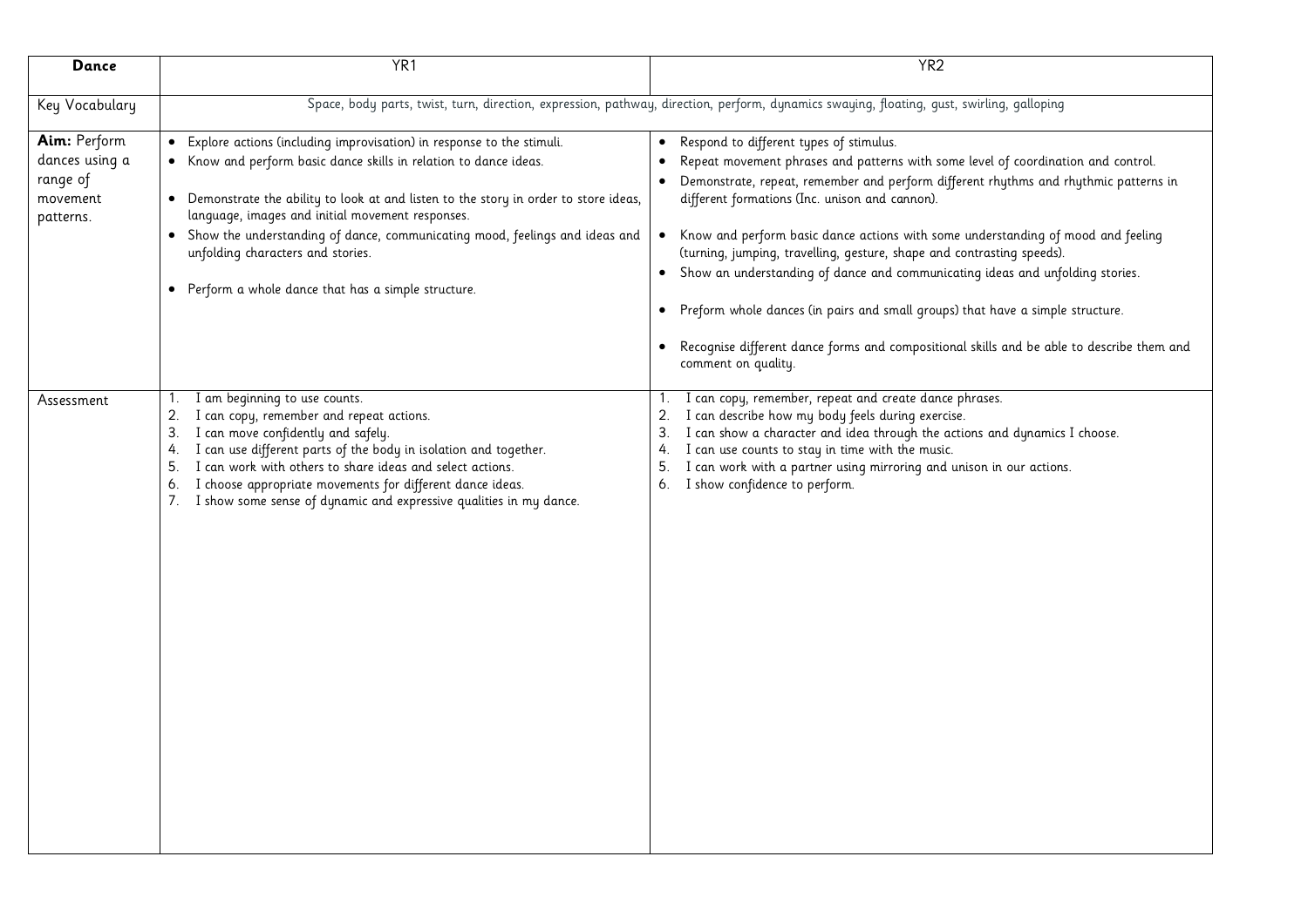| **Dance** | YR1 | YR2 |
|---|---|---|
| Key Vocabulary | Space, body parts, twist, turn, direction, expression, pathway, direction, perform, dynamics swaying, floating, gust, swirling, galloping | |
| **Aim:** Perform dances using a range of movement patterns. | • Explore actions (including improvisation) in response to the stimuli.<br>• Know and perform basic dance skills in relation to dance ideas.<br>• Demonstrate the ability to look at and listen to the story in order to store ideas, language, images and initial movement responses.<br>• Show the understanding of dance, communicating mood, feelings and ideas and unfolding characters and stories.<br>• Perform a whole dance that has a simple structure. | • Respond to different types of stimulus.<br>• Repeat movement phrases and patterns with some level of coordination and control.<br>• Demonstrate, repeat, remember and perform different rhythms and rhythmic patterns in different formations (Inc. unison and cannon).<br>• Know and perform basic dance actions with some understanding of mood and feeling (turning, jumping, travelling, gesture, shape and contrasting speeds).<br>• Show an understanding of dance and communicating ideas and unfolding stories.<br>• Preform whole dances (in pairs and small groups) that have a simple structure.<br>• Recognise different dance forms and compositional skills and be able to describe them and comment on quality. |
| Assessment | 1. I am beginning to use counts.<br>2. I can copy, remember and repeat actions.<br>3. I can move confidently and safely.<br>4. I can use different parts of the body in isolation and together.<br>5. I can work with others to share ideas and select actions.<br>6. I choose appropriate movements for different dance ideas.<br>7. I show some sense of dynamic and expressive qualities in my dance. | 1. I can copy, remember, repeat and create dance phrases.<br>2. I can describe how my body feels during exercise.<br>3. I can show a character and idea through the actions and dynamics I choose.<br>4. I can use counts to stay in time with the music.<br>5. I can work with a partner using mirroring and unison in our actions.<br>6. I show confidence to perform. |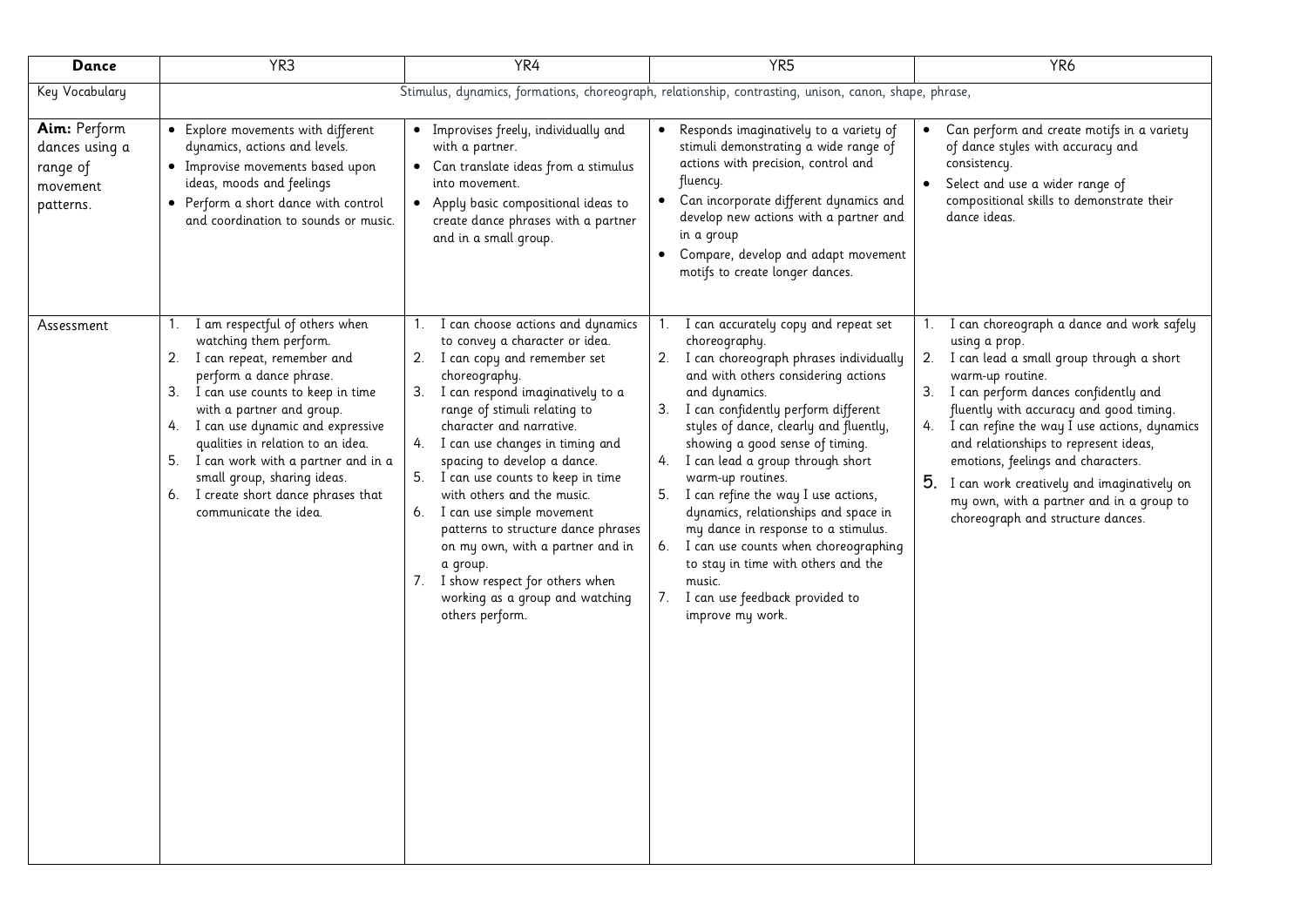| **Dance** | YR3 | YR4 | YR5 | YR6 |
|---|---|---|---|---|
| Key Vocabulary | Stimulus, dynamics, formations, choreograph, relationship, contrasting, unison, canon, shape, phrase, | | | |
| **Aim:** Perform dances using a range of movement patterns. | • Explore movements with different dynamics, actions and levels.<br>• Improvise movements based upon ideas, moods and feelings<br>• Perform a short dance with control and coordination to sounds or music. | • Improvises freely, individually and with a partner.<br>• Can translate ideas from a stimulus into movement.<br>• Apply basic compositional ideas to create dance phrases with a partner and in a small group. | • Responds imaginatively to a variety of stimuli demonstrating a wide range of actions with precision, control and fluency.<br>• Can incorporate different dynamics and develop new actions with a partner and in a group<br>• Compare, develop and adapt movement motifs to create longer dances. | • Can perform and create motifs in a variety of dance styles with accuracy and consistency.<br>• Select and use a wider range of compositional skills to demonstrate their dance ideas. |
| Assessment | 1. I am respectful of others when watching them perform.<br>2. I can repeat, remember and perform a dance phrase.<br>3. I can use counts to keep in time with a partner and group.<br>4. I can use dynamic and expressive qualities in relation to an idea.<br>5. I can work with a partner and in a small group, sharing ideas.<br>6. I create short dance phrases that communicate the idea. | 1. I can choose actions and dynamics to convey a character or idea.<br>2. I can copy and remember set choreography.<br>3. I can respond imaginatively to a range of stimuli relating to character and narrative.<br>4. I can use changes in timing and spacing to develop a dance.<br>5. I can use counts to keep in time with others and the music.<br>6. I can use simple movement patterns to structure dance phrases on my own, with a partner and in a group.<br>7. I show respect for others when working as a group and watching others perform. | 1. I can accurately copy and repeat set choreography.<br>2. I can choreograph phrases individually and with others considering actions and dynamics.<br>3. I can confidently perform different styles of dance, clearly and fluently, showing a good sense of timing.<br>4. I can lead a group through short warm-up routines.<br>5. I can refine the way I use actions, dynamics, relationships and space in my dance in response to a stimulus.<br>6. I can use counts when choreographing to stay in time with others and the music.<br>7. I can use feedback provided to improve my work. | 1. I can choreograph a dance and work safely using a prop.<br>2. I can lead a small group through a short warm-up routine.<br>3. I can perform dances confidently and fluently with accuracy and good timing.<br>4. I can refine the way I use actions, dynamics and relationships to represent ideas, emotions, feelings and characters.<br>5. I can work creatively and imaginatively on my own, with a partner and in a group to choreograph and structure dances. |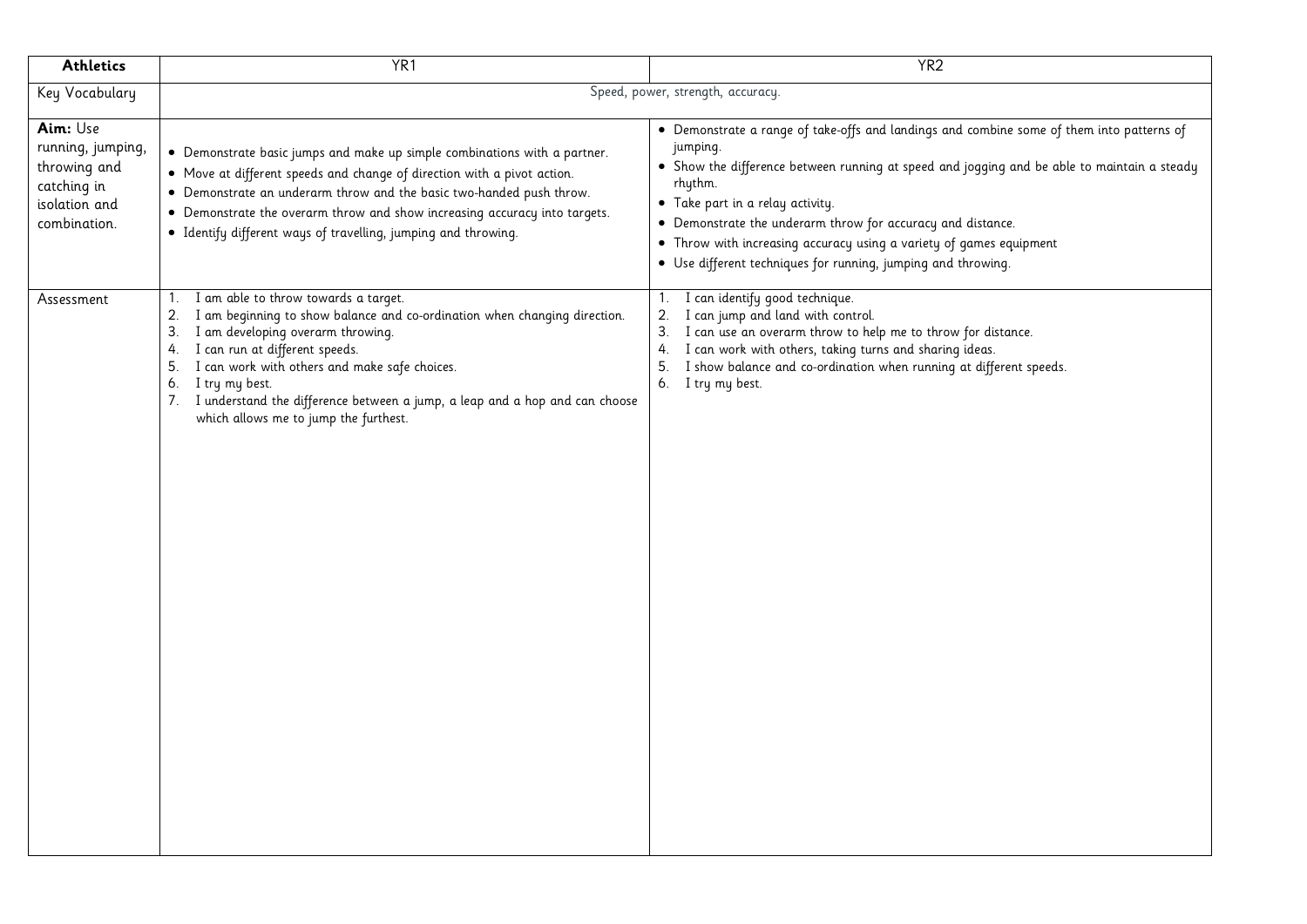| **Athletics** | YR1 | YR2 |
| --- | --- | --- |
| Key Vocabulary | Speed, power, strength, accuracy. | |
| **Aim:** Use running, jumping, throwing and catching in isolation and combination. | • Demonstrate basic jumps and make up simple combinations with a partner.<br>• Move at different speeds and change of direction with a pivot action.<br>• Demonstrate an underarm throw and the basic two-handed push throw.<br>• Demonstrate the overarm throw and show increasing accuracy into targets.<br>• Identify different ways of travelling, jumping and throwing. | • Demonstrate a range of take-offs and landings and combine some of them into patterns of jumping.<br>• Show the difference between running at speed and jogging and be able to maintain a steady rhythm.<br>• Take part in a relay activity.<br>• Demonstrate the underarm throw for accuracy and distance.<br>• Throw with increasing accuracy using a variety of games equipment<br>• Use different techniques for running, jumping and throwing. |
| Assessment | 1. I am able to throw towards a target.<br>2. I am beginning to show balance and co-ordination when changing direction.<br>3. I am developing overarm throwing.<br>4. I can run at different speeds.<br>5. I can work with others and make safe choices.<br>6. I try my best.<br>7. I understand the difference between a jump, a leap and a hop and can choose which allows me to jump the furthest. | 1. I can identify good technique.<br>2. I can jump and land with control.<br>3. I can use an overarm throw to help me to throw for distance.<br>4. I can work with others, taking turns and sharing ideas.<br>5. I show balance and co-ordination when running at different speeds.<br>6. I try my best. |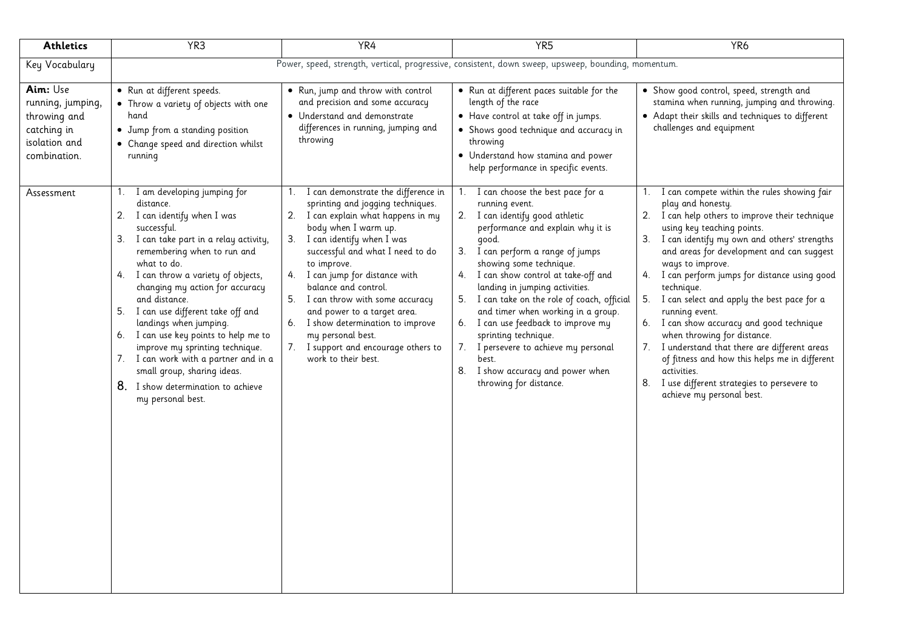| Athletics | YR3 | YR4 | YR5 | YR6 |
|---|---|---|---|---|
| Key Vocabulary | Power, speed, strength, vertical, progressive, consistent, down sweep, upsweep, bounding, momentum. | | | |
| **Aim:** Use running, jumping, throwing and catching in isolation and combination. | • Run at different speeds.<br>• Throw a variety of objects with one hand<br>• Jump from a standing position<br>• Change speed and direction whilst running | • Run, jump and throw with control and precision and some accuracy<br>• Understand and demonstrate differences in running, jumping and throwing | • Run at different paces suitable for the length of the race<br>• Have control at take off in jumps.<br>• Shows good technique and accuracy in throwing<br>• Understand how stamina and power help performance in specific events. | • Show good control, speed, strength and stamina when running, jumping and throwing.<br>• Adapt their skills and techniques to different challenges and equipment |
| Assessment | 1. I am developing jumping for distance.<br>2. I can identify when I was successful.<br>3. I can take part in a relay activity, remembering when to run and what to do.<br>4. I can throw a variety of objects, changing my action for accuracy and distance.<br>5. I can use different take off and landings when jumping.<br>6. I can use key points to help me to improve my sprinting technique.<br>7. I can work with a partner and in a small group, sharing ideas.<br>8. I show determination to achieve my personal best. | 1. I can demonstrate the difference in sprinting and jogging techniques.<br>2. I can explain what happens in my body when I warm up.<br>3. I can identify when I was successful and what I need to do to improve.<br>4. I can jump for distance with balance and control.<br>5. I can throw with some accuracy and power to a target area.<br>6. I show determination to improve my personal best.<br>7. I support and encourage others to work to their best. | 1. I can choose the best pace for a running event.<br>2. I can identify good athletic performance and explain why it is good.<br>3. I can perform a range of jumps showing some technique.<br>4. I can show control at take-off and landing in jumping activities.<br>5. I can take on the role of coach, official and timer when working in a group.<br>6. I can use feedback to improve my sprinting technique.<br>7. I persevere to achieve my personal best.<br>8. I show accuracy and power when throwing for distance. | 1. I can compete within the rules showing fair play and honesty.<br>2. I can help others to improve their technique using key teaching points.<br>3. I can identify my own and others' strengths and areas for development and can suggest ways to improve.<br>4. I can perform jumps for distance using good technique.<br>5. I can select and apply the best pace for a running event.<br>6. I can show accuracy and good technique when throwing for distance.<br>7. I understand that there are different areas of fitness and how this helps me in different activities.<br>8. I use different strategies to persevere to achieve my personal best. |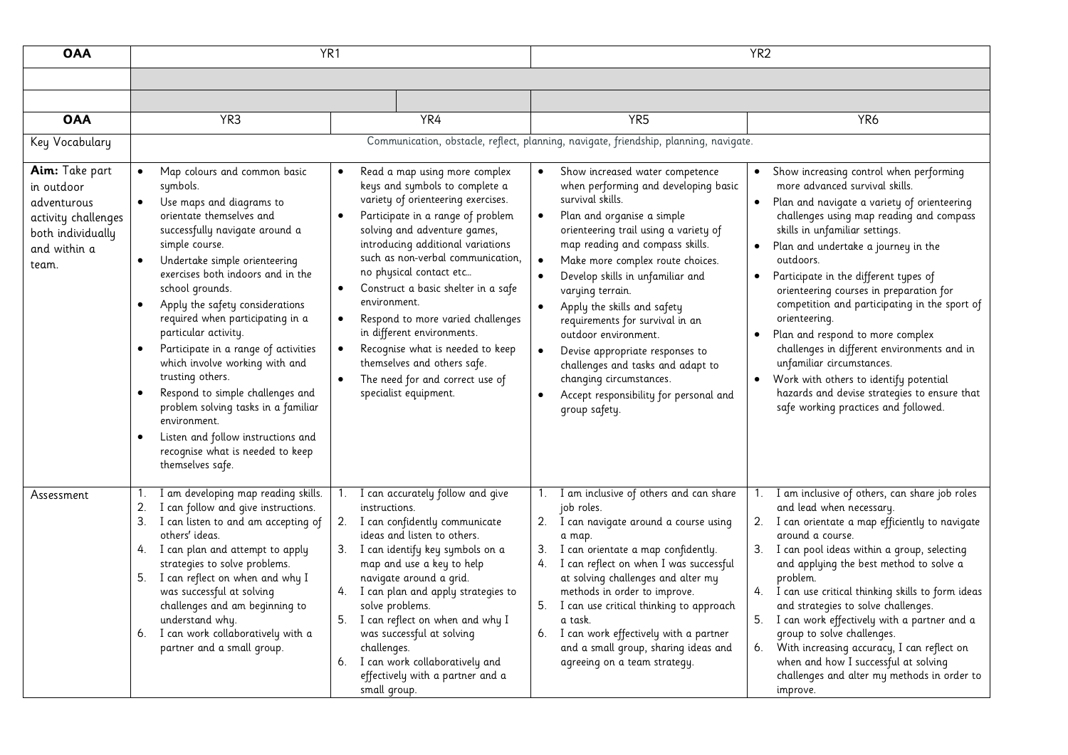| OAA | YR1 | | YR2 | |
|---|---|---|---|---|
| | | | | |
| | | | | |
| **OAA** | YR3 | YR4 | YR5 | YR6 |
| Key Vocabulary | Communication, obstacle, reflect, planning, navigate, friendship, planning, navigate. | | | |
| **Aim:** Take part in outdoor adventurous activity challenges both individually and within a team. | • Map colours and common basic symbols.<br>• Use maps and diagrams to orientate themselves and successfully navigate around a simple course.<br>• Undertake simple orienteering exercises both indoors and in the school grounds.<br>• Apply the safety considerations required when participating in a particular activity.<br>• Participate in a range of activities which involve working with and trusting others.<br>• Respond to simple challenges and problem solving tasks in a familiar environment.<br>• Listen and follow instructions and recognise what is needed to keep themselves safe. | • Read a map using more complex keys and symbols to complete a variety of orienteering exercises.<br>• Participate in a range of problem solving and adventure games, introducing additional variations such as non-verbal communication, no physical contact etc...<br>• Construct a basic shelter in a safe environment.<br>• Respond to more varied challenges in different environments.<br>• Recognise what is needed to keep themselves and others safe.<br>• The need for and correct use of specialist equipment. | • Show increased water competence when performing and developing basic survival skills.<br>• Plan and organise a simple orienteering trail using a variety of map reading and compass skills.<br>• Make more complex route choices.<br>• Develop skills in unfamiliar and varying terrain.<br>• Apply the skills and safety requirements for survival in an outdoor environment.<br>• Devise appropriate responses to challenges and tasks and adapt to changing circumstances.<br>• Accept responsibility for personal and group safety. | • Show increasing control when performing more advanced survival skills.<br>• Plan and navigate a variety of orienteering challenges using map reading and compass skills in unfamiliar settings.<br>• Plan and undertake a journey in the outdoors.<br>• Participate in the different types of orienteering courses in preparation for competition and participating in the sport of orienteering.<br>• Plan and respond to more complex challenges in different environments and in unfamiliar circumstances.<br>• Work with others to identify potential hazards and devise strategies to ensure that safe working practices and followed. |
| Assessment | 1. I am developing map reading skills.<br>2. I can follow and give instructions.<br>3. I can listen to and am accepting of others' ideas.<br>4. I can plan and attempt to apply strategies to solve problems.<br>5. I can reflect on when and why I was successful at solving challenges and am beginning to understand why.<br>6. I can work collaboratively with a partner and a small group. | 1. I can accurately follow and give instructions.<br>2. I can confidently communicate ideas and listen to others.<br>3. I can identify key symbols on a map and use a key to help navigate around a grid.<br>4. I can plan and apply strategies to solve problems.<br>5. I can reflect on when and why I was successful at solving challenges.<br>6. I can work collaboratively and effectively with a partner and a small group. | 1. I am inclusive of others and can share job roles.<br>2. I can navigate around a course using a map.<br>3. I can orientate a map confidently.<br>4. I can reflect on when I was successful at solving challenges and alter my methods in order to improve.<br>5. I can use critical thinking to approach a task.<br>6. I can work effectively with a partner and a small group, sharing ideas and agreeing on a team strategy. | 1. I am inclusive of others, can share job roles and lead when necessary.<br>2. I can orientate a map efficiently to navigate around a course.<br>3. I can pool ideas within a group, selecting and applying the best method to solve a problem.<br>4. I can use critical thinking skills to form ideas and strategies to solve challenges.<br>5. I can work effectively with a partner and a group to solve challenges.<br>6. With increasing accuracy, I can reflect on when and how I successful at solving challenges and alter my methods in order to improve. |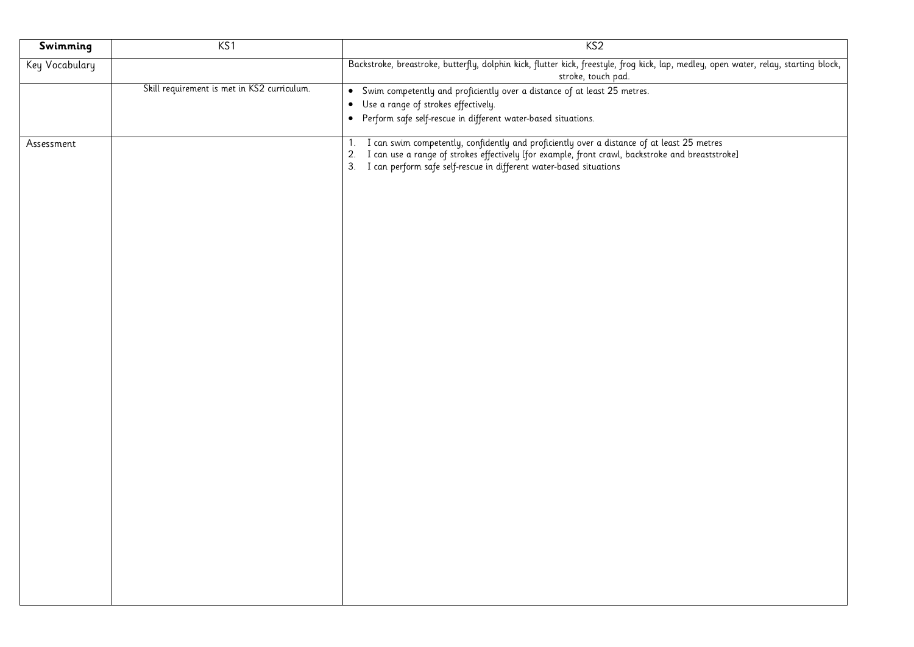| **Swimming** | KS1 | KS2 |
| --- | --- | --- |
| Key Vocabulary | | Backstroke, breastroke, butterfly, dolphin kick, flutter kick, freestyle, frog kick, lap, medley, open water, relay, starting block, stroke, touch pad. |
| | Skill requirement is met in KS2 curriculum. | • Swim competently and proficiently over a distance of at least 25 metres.<br>• Use a range of strokes effectively.<br>• Perform safe self-rescue in different water-based situations. |
| Assessment | | 1. I can swim competently, confidently and proficiently over a distance of at least 25 metres<br>2. I can use a range of strokes effectively [for example, front crawl, backstroke and breaststroke]<br>3. I can perform safe self-rescue in different water-based situations |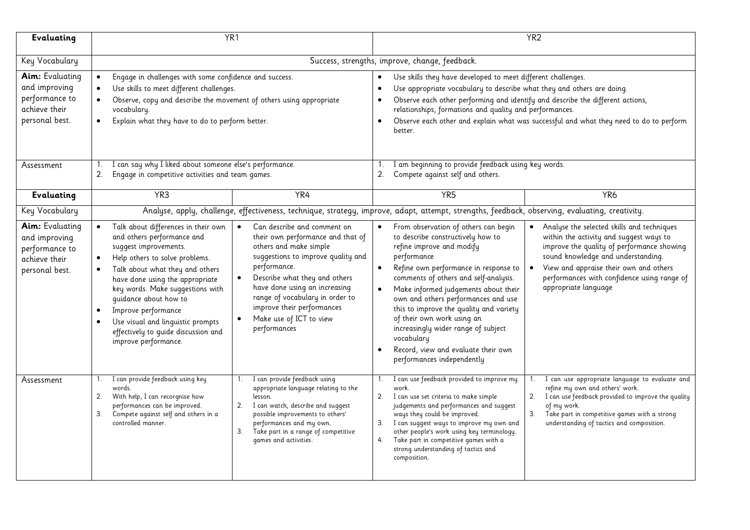| **Evaluating** | YR1 | | YR2 | |
|---|---|---|---|---|
| Key Vocabulary | Success, strengths, improve, change, feedback. | | | |
| **Aim:** Evaluating and improving performance to achieve their personal best. | • Engage in challenges with some confidence and success.<br>• Use skills to meet different challenges.<br>• Observe, copy and describe the movement of others using appropriate vocabulary.<br>• Explain what they have to do to perform better. | | • Use skills they have developed to meet different challenges.<br>• Use appropriate vocabulary to describe what they and others are doing.<br>• Observe each other performing and identify and describe the different actions, relationships, formations and quality and performances.<br>• Observe each other and explain what was successful and what they need to do to perform better. | |
| Assessment | 1. I can say why I liked about someone else's performance.<br>2. Engage in competitive activities and team games. | | 1. I am beginning to provide feedback using key words.<br>2. Compete against self and others. | |
| **Evaluating** | YR3 | YR4 | YR5 | YR6 |
| Key Vocabulary | Analyse, apply, challenge, effectiveness, technique, strategy, improve, adapt, attempt, strengths, feedback, observing, evaluating, creativity. | | | |
| **Aim:** Evaluating and improving performance to achieve their personal best. | • Talk about differences in their own and others performance and suggest improvements.<br>• Help others to solve problems.<br>• Talk about what they and others have done using the appropriate key words. Make suggestions with guidance about how to<br>• Improve performance<br>• Use visual and linguistic prompts effectively to guide discussion and improve performance. | • Can describe and comment on their own performance and that of others and make simple suggestions to improve quality and performance.<br>• Describe what they and others have done using an increasing range of vocabulary in order to improve their performances<br>• Make use of ICT to view performances | • From observation of others can begin to describe constructively how to refine improve and modify performance<br>• Refine own performance in response to comments of others and self-analysis.<br>• Make informed judgements about their own and others performances and use this to improve the quality and variety of their own work using an increasingly wider range of subject vocabulary<br>• Record, view and evaluate their own performances independently | • Analyse the selected skills and techniques within the activity and suggest ways to improve the quality of performance showing sound knowledge and understanding.<br>• View and appraise their own and others performances with confidence using range of appropriate language |
| Assessment | 1. I can provide feedback using key words.<br>2. With help, I can recorgnise how performances can be improved.<br>3. Compete against self and others in a controlled manner. | 1. I can provide feedback using appropriate language relating to the lesson.<br>2. I can watch, describe and suggest possible improvements to others' performances and my own.<br>3. Take part in a range of competitive games and activities. | 1. I can use feedback provided to improve my work.<br>2. I can use set criteria to make simple judgements and performances and suggest ways they could be improved.<br>3. I can suggest ways to improve my own and other people's work using key terminology.<br>4. Take part in competitive games with a strong understanding of tactics and composition. | 1. I can use appropriate language to evaluate and refine my own and others' work.<br>2. I can use feedback provided to improve the quality of my work.<br>3. Take part in competitive games with a strong understanding of tactics and composition. |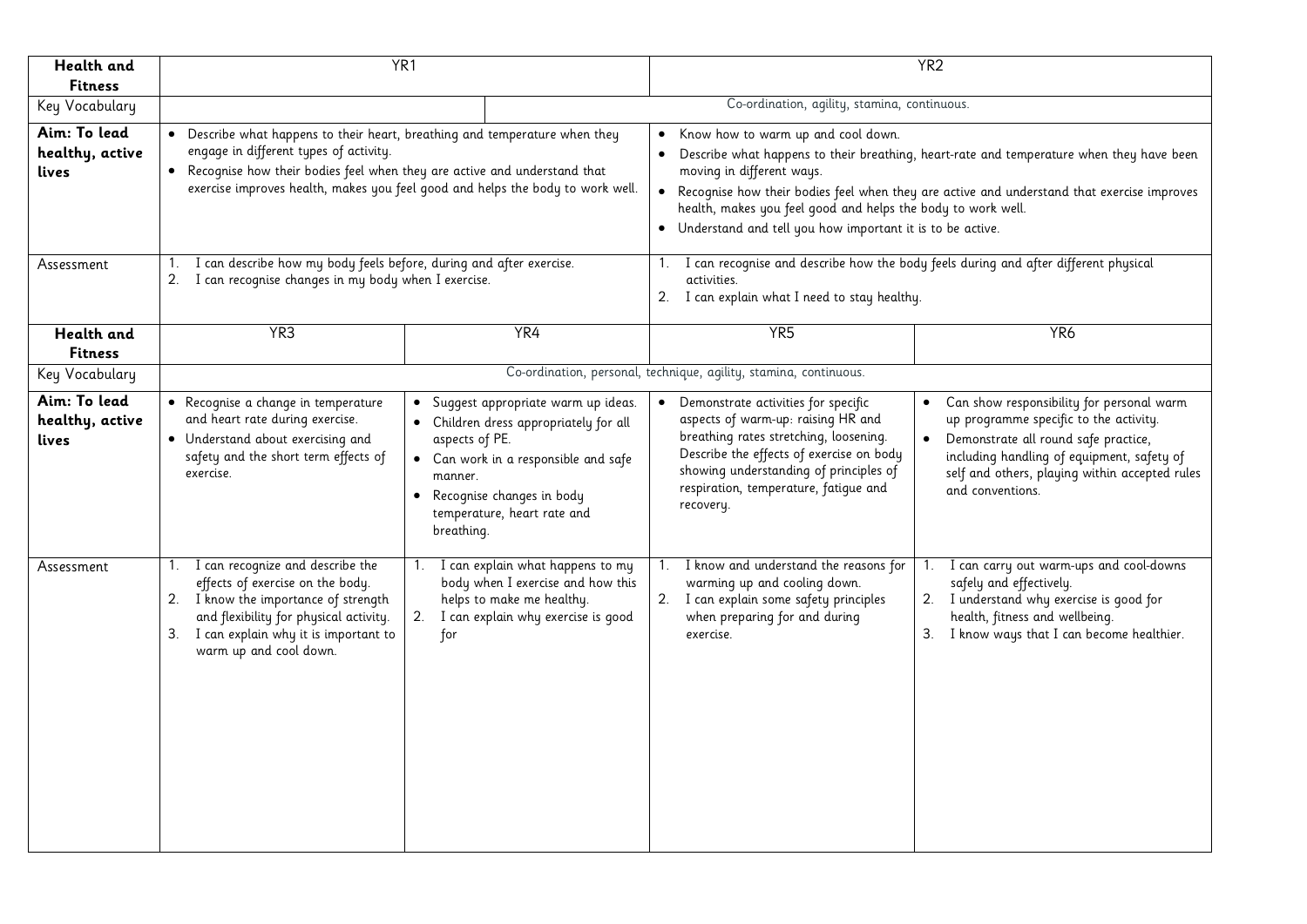| **Health and Fitness** | YR1 | | YR2 | |
| --- | --- | --- | --- | --- |
| Key Vocabulary | | | Co-ordination, agility, stamina, continuous. | |
| **Aim: To lead healthy, active lives** | • Describe what happens to their heart, breathing and temperature when they engage in different types of activity.<br>• Recognise how their bodies feel when they are active and understand that exercise improves health, makes you feel good and helps the body to work well. | | • Know how to warm up and cool down.<br>• Describe what happens to their breathing, heart-rate and temperature when they have been moving in different ways.<br>• Recognise how their bodies feel when they are active and understand that exercise improves health, makes you feel good and helps the body to work well.<br>• Understand and tell you how important it is to be active. | |
| Assessment | 1. I can describe how my body feels before, during and after exercise.<br>2. I can recognise changes in my body when I exercise. | | 1. I can recognise and describe how the body feels during and after different physical activities.<br>2. I can explain what I need to stay healthy. | |
| **Health and Fitness** | YR3 | YR4 | YR5 | YR6 |
| Key Vocabulary | Co-ordination, personal, technique, agility, stamina, continuous. | | | |
| **Aim: To lead healthy, active lives** | • Recognise a change in temperature and heart rate during exercise.<br>• Understand about exercising and safety and the short term effects of exercise. | • Suggest appropriate warm up ideas.<br>• Children dress appropriately for all aspects of PE.<br>• Can work in a responsible and safe manner.<br>• Recognise changes in body temperature, heart rate and breathing. | • Demonstrate activities for specific aspects of warm-up: raising HR and breathing rates stretching, loosening. Describe the effects of exercise on body showing understanding of principles of respiration, temperature, fatigue and recovery. | • Can show responsibility for personal warm up programme specific to the activity.<br>• Demonstrate all round safe practice, including handling of equipment, safety of self and others, playing within accepted rules and conventions. |
| Assessment | 1. I can recognize and describe the effects of exercise on the body.<br>2. I know the importance of strength and flexibility for physical activity.<br>3. I can explain why it is important to warm up and cool down. | 1. I can explain what happens to my body when I exercise and how this helps to make me healthy.<br>2. I can explain why exercise is good for | 1. I know and understand the reasons for warming up and cooling down.<br>2. I can explain some safety principles when preparing for and during exercise. | 1. I can carry out warm-ups and cool-downs safely and effectively.<br>2. I understand why exercise is good for health, fitness and wellbeing.<br>3. I know ways that I can become healthier. |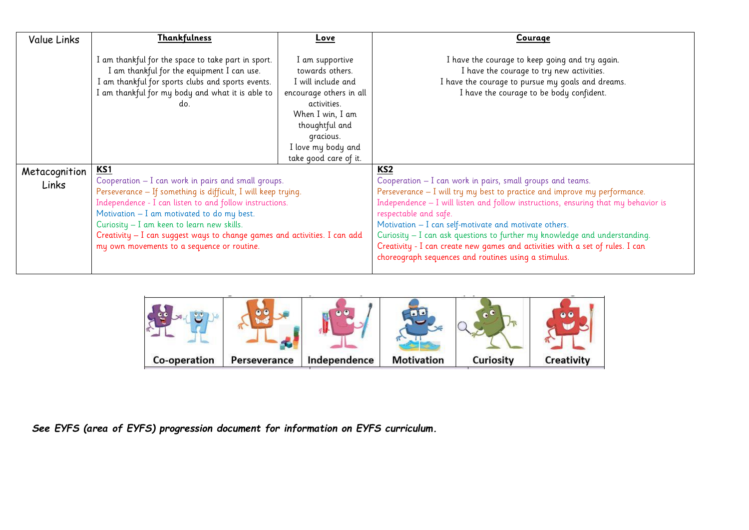| | | | |
|---|---|---|---|
| Value Links | **Thankfulness**<br><br>I am thankful for the space to take part in sport.<br>I am thankful for the equipment I can use.<br>I am thankful for sports clubs and sports events.<br>I am thankful for my body and what it is able to do. | **Love**<br><br>I am supportive towards others.<br>I will include and encourage others in all activities.<br>When I win, I am thoughtful and gracious.<br>I love my body and take good care of it. | **Courage**<br><br>I have the courage to keep going and try again.<br>I have the courage to try new activities.<br>I have the courage to pursue my goals and dreams.<br>I have the courage to be body confident. |
| Metacognition Links | **KS1**<br>Cooperation – I can work in pairs and small groups.<br>Perseverance – If something is difficult, I will keep trying.<br>Independence - I can listen to and follow instructions.<br>Motivation – I am motivated to do my best.<br>Curiosity – I am keen to learn new skills.<br>Creativity – I can suggest ways to change games and activities. I can add my own movements to a sequence or routine. | | **KS2**<br>Cooperation – I can work in pairs, small groups and teams.<br>Perseverance – I will try my best to practice and improve my performance.<br>Independence – I will listen and follow instructions, ensuring that my behavior is respectable and safe.<br>Motivation – I can self-motivate and motivate others.<br>Curiosity – I can ask questions to further my knowledge and understanding.<br>Creativity - I can create new games and activities with a set of rules. I can choreograph sequences and routines using a stimulus. |

| Co-operation | Perseverance | Independence | Motivation | Curiosity | Creativity |
|---|---|---|---|---|---|

***See EYFS (area of EYFS) progression document for information on EYFS curriculum.***